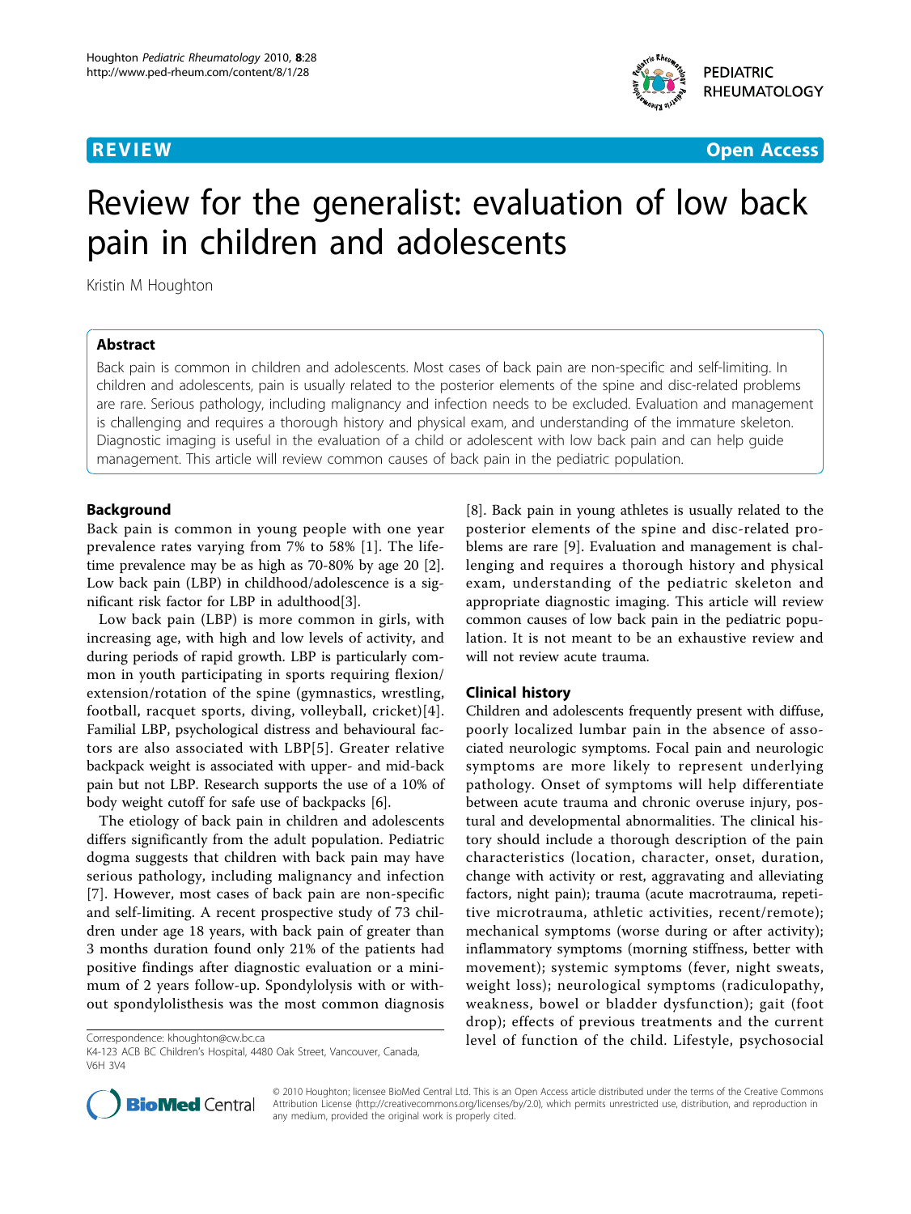REVIEW Open Access

# Review for the generalist: evaluation of low back pain in children and adolescents

Kristin M Houghton

## Abstract

Back pain is common in children and adolescents. Most cases of back pain are non-specific and self-limiting. In children and adolescents, pain is usually related to the posterior elements of the spine and disc-related problems are rare. Serious pathology, including malignancy and infection needs to be excluded. Evaluation and management is challenging and requires a thorough history and physical exam, and understanding of the immature skeleton. Diagnostic imaging is useful in the evaluation of a child or adolescent with low back pain and can help guide management. This article will review common causes of back pain in the pediatric population.

## Background

Back pain is common in young people with one year prevalence rates varying from 7% to 58% [1]. The lifetime prevalence may be as high as 70-80% by age 20 [2]. Low back pain (LBP) in childhood/adolescence is a significant risk factor for LBP in adulthood[3].

Low back pain (LBP) is more common in girls, with increasing age, with high and low levels of activity, and during periods of rapid growth. LBP is particularly common in youth participating in sports requiring flexion/extension/rotation of the spine (gymnastics, wrestling, football, racquet sports, diving, volleyball, cricket)[4]. Familial LBP, psychological distress and behavioural factors are also associated with LBP[5]. Greater relative backpack weight is associated with upper- and mid-back pain but not LBP. Research supports the use of a 10% of body weight cutoff for safe use of backpacks [6].

The etiology of back pain in children and adolescents differs significantly from the adult population. Pediatric dogma suggests that children with back pain may have serious pathology, including malignancy and infection [7]. However, most cases of back pain are non-specific and self-limiting. A recent prospective study of 73 children under age 18 years, with back pain of greater than 3 months duration found only 21% of the patients had positive findings after diagnostic evaluation or a minimum of 2 years follow-up. Spondylolysis with or without spondylolisthesis was the most common diagnosis [8]. Back pain in young athletes is usually related to the posterior elements of the spine and disc-related problems are rare [9]. Evaluation and management is challenging and requires a thorough history and physical exam, understanding of the pediatric skeleton and appropriate diagnostic imaging. This article will review common causes of low back pain in the pediatric population. It is not meant to be an exhaustive review and will not review acute trauma.

## Clinical history

Children and adolescents frequently present with diffuse, poorly localized lumbar pain in the absence of associated neurologic symptoms. Focal pain and neurologic symptoms are more likely to represent underlying pathology. Onset of symptoms will help differentiate between acute trauma and chronic overuse injury, postural and developmental abnormalities. The clinical history should include a thorough description of the pain characteristics (location, character, onset, duration, change with activity or rest, aggravating and alleviating factors, night pain); trauma (acute macrotrauma, repetitive microtrauma, athletic activities, recent/remote); mechanical symptoms (worse during or after activity); inflammatory symptoms (morning stiffness, better with movement); systemic symptoms (fever, night sweats, weight loss); neurological symptoms (radiculopathy, weakness, bowel or bladder dysfunction); gait (foot drop); effects of previous treatments and the current level of function of the child. Lifestyle, psychosocial

Correspondence: khoughton@cw.bc.ca
K4-123 ACB BC Children's Hospital, 4480 Oak Street, Vancouver, Canada, V6H 3V4

© 2010 Houghton; licensee BioMed Central Ltd. This is an Open Access article distributed under the terms of the Creative Commons Attribution License (http://creativecommons.org/licenses/by/2.0), which permits unrestricted use, distribution, and reproduction in any medium, provided the original work is properly cited.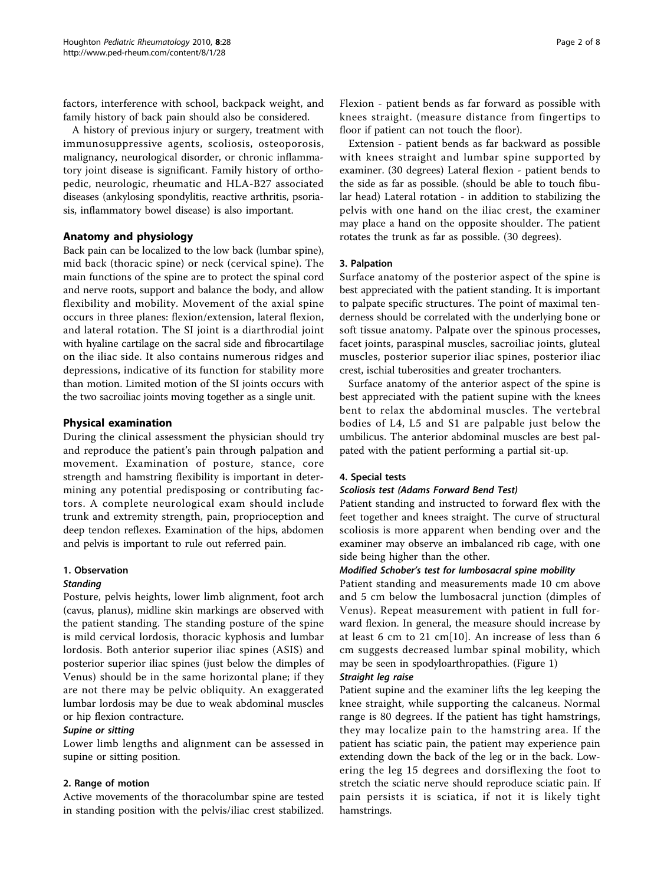factors, interference with school, backpack weight, and family history of back pain should also be considered.

A history of previous injury or surgery, treatment with immunosuppressive agents, scoliosis, osteoporosis, malignancy, neurological disorder, or chronic inflammatory joint disease is significant. Family history of orthopedic, neurologic, rheumatic and HLA-B27 associated diseases (ankylosing spondylitis, reactive arthritis, psoriasis, inflammatory bowel disease) is also important.

## Anatomy and physiology

Back pain can be localized to the low back (lumbar spine), mid back (thoracic spine) or neck (cervical spine). The main functions of the spine are to protect the spinal cord and nerve roots, support and balance the body, and allow flexibility and mobility. Movement of the axial spine occurs in three planes: flexion/extension, lateral flexion, and lateral rotation. The SI joint is a diarthrodial joint with hyaline cartilage on the sacral side and fibrocartilage on the iliac side. It also contains numerous ridges and depressions, indicative of its function for stability more than motion. Limited motion of the SI joints occurs with the two sacroiliac joints moving together as a single unit.

## Physical examination

During the clinical assessment the physician should try and reproduce the patient's pain through palpation and movement. Examination of posture, stance, core strength and hamstring flexibility is important in determining any potential predisposing or contributing factors. A complete neurological exam should include trunk and extremity strength, pain, proprioception and deep tendon reflexes. Examination of the hips, abdomen and pelvis is important to rule out referred pain.

### 1. Observation

#### *Standing*

Posture, pelvis heights, lower limb alignment, foot arch (cavus, planus), midline skin markings are observed with the patient standing. The standing posture of the spine is mild cervical lordosis, thoracic kyphosis and lumbar lordosis. Both anterior superior iliac spines (ASIS) and posterior superior iliac spines (just below the dimples of Venus) should be in the same horizontal plane; if they are not there may be pelvic obliquity. An exaggerated lumbar lordosis may be due to weak abdominal muscles or hip flexion contracture.

#### *Supine or sitting*

Lower limb lengths and alignment can be assessed in supine or sitting position.

### 2. Range of motion

Active movements of the thoracolumbar spine are tested in standing position with the pelvis/iliac crest stabilized.

Flexion - patient bends as far forward as possible with knees straight. (measure distance from fingertips to floor if patient can not touch the floor).

Extension - patient bends as far backward as possible with knees straight and lumbar spine supported by examiner. (30 degrees) Lateral flexion - patient bends to the side as far as possible. (should be able to touch fibular head) Lateral rotation - in addition to stabilizing the pelvis with one hand on the iliac crest, the examiner may place a hand on the opposite shoulder. The patient rotates the trunk as far as possible. (30 degrees).

### 3. Palpation

Surface anatomy of the posterior aspect of the spine is best appreciated with the patient standing. It is important to palpate specific structures. The point of maximal tenderness should be correlated with the underlying bone or soft tissue anatomy. Palpate over the spinous processes, facet joints, paraspinal muscles, sacroiliac joints, gluteal muscles, posterior superior iliac spines, posterior iliac crest, ischial tuberosities and greater trochanters.

Surface anatomy of the anterior aspect of the spine is best appreciated with the patient supine with the knees bent to relax the abdominal muscles. The vertebral bodies of L4, L5 and S1 are palpable just below the umbilicus. The anterior abdominal muscles are best palpated with the patient performing a partial sit-up.

### 4. Special tests

#### *Scoliosis test (Adams Forward Bend Test)*

Patient standing and instructed to forward flex with the feet together and knees straight. The curve of structural scoliosis is more apparent when bending over and the examiner may observe an imbalanced rib cage, with one side being higher than the other.

#### *Modified Schober's test for lumbosacral spine mobility*

Patient standing and measurements made 10 cm above and 5 cm below the lumbosacral junction (dimples of Venus). Repeat measurement with patient in full forward flexion. In general, the measure should increase by at least 6 cm to 21 cm[10]. An increase of less than 6 cm suggests decreased lumbar spinal mobility, which may be seen in spodyloarthropathies. (Figure 1)

#### *Straight leg raise*

Patient supine and the examiner lifts the leg keeping the knee straight, while supporting the calcaneus. Normal range is 80 degrees. If the patient has tight hamstrings, they may localize pain to the hamstring area. If the patient has sciatic pain, the patient may experience pain extending down the back of the leg or in the back. Lowering the leg 15 degrees and dorsiflexing the foot to stretch the sciatic nerve should reproduce sciatic pain. If pain persists it is sciatica, if not it is likely tight hamstrings.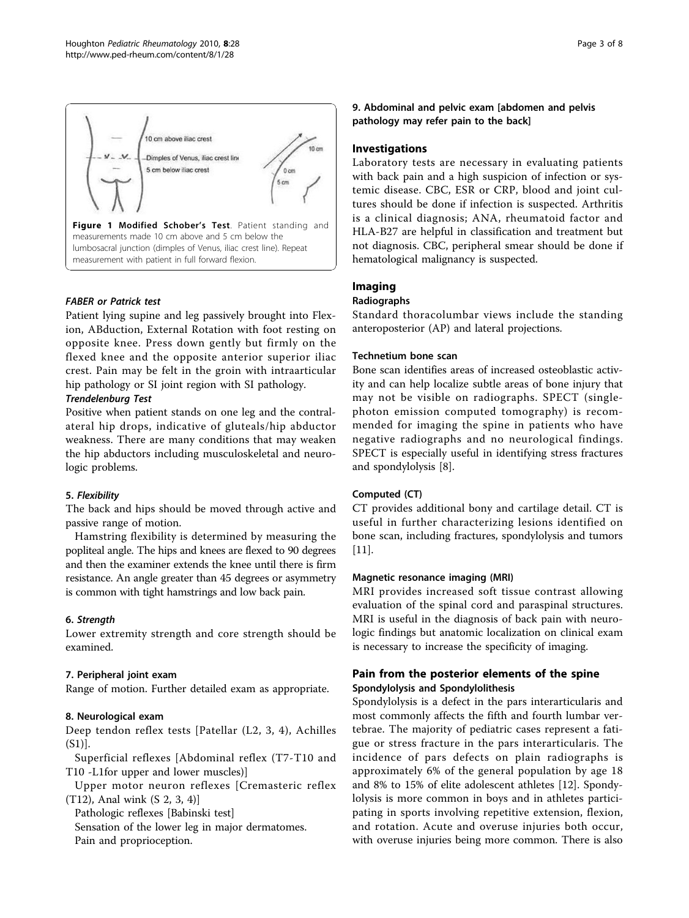Figure 1 Modified Schober's Test. Patient standing and measurements made 10 cm above and 5 cm below the lumbosacral junction (dimples of Venus, iliac crest line). Repeat measurement with patient in full forward flexion.

*FABER or Patrick test*

Patient lying supine and leg passively brought into Flexion, ABduction, External Rotation with foot resting on opposite knee. Press down gently but firmly on the flexed knee and the opposite anterior superior iliac crest. Pain may be felt in the groin with intraarticular hip pathology or SI joint region with SI pathology.

*Trendelenburg Test*

Positive when patient stands on one leg and the contralateral hip drops, indicative of gluteals/hip abductor weakness. There are many conditions that may weaken the hip abductors including musculoskeletal and neurologic problems.

#### 5. *Flexibility*

The back and hips should be moved through active and passive range of motion.

Hamstring flexibility is determined by measuring the popliteal angle. The hips and knees are flexed to 90 degrees and then the examiner extends the knee until there is firm resistance. An angle greater than 45 degrees or asymmetry is common with tight hamstrings and low back pain.

#### 6. *Strength*

Lower extremity strength and core strength should be examined.

#### 7. Peripheral joint exam

Range of motion. Further detailed exam as appropriate.

#### 8. Neurological exam

Deep tendon reflex tests [Patellar (L2, 3, 4), Achilles (S1)].

Superficial reflexes [Abdominal reflex (T7-T10 and T10 -L1for upper and lower muscles)]

Upper motor neuron reflexes [Cremasteric reflex (T12), Anal wink (S 2, 3, 4)]

Pathologic reflexes [Babinski test]

Sensation of the lower leg in major dermatomes.

Pain and proprioception.

#### 9. Abdominal and pelvic exam [abdomen and pelvis pathology may refer pain to the back]

## Investigations

Laboratory tests are necessary in evaluating patients with back pain and a high suspicion of infection or systemic disease. CBC, ESR or CRP, blood and joint cultures should be done if infection is suspected. Arthritis is a clinical diagnosis; ANA, rheumatoid factor and HLA-B27 are helpful in classification and treatment but not diagnosis. CBC, peripheral smear should be done if hematological malignancy is suspected.

## Imaging

### Radiographs

Standard thoracolumbar views include the standing anteroposterior (AP) and lateral projections.

### Technetium bone scan

Bone scan identifies areas of increased osteoblastic activity and can help localize subtle areas of bone injury that may not be visible on radiographs. SPECT (single-photon emission computed tomography) is recommended for imaging the spine in patients who have negative radiographs and no neurological findings. SPECT is especially useful in identifying stress fractures and spondylolysis [8].

### Computed (CT)

CT provides additional bony and cartilage detail. CT is useful in further characterizing lesions identified on bone scan, including fractures, spondylolysis and tumors [11].

### Magnetic resonance imaging (MRI)

MRI provides increased soft tissue contrast allowing evaluation of the spinal cord and paraspinal structures. MRI is useful in the diagnosis of back pain with neurologic findings but anatomic localization on clinical exam is necessary to increase the specificity of imaging.

## Pain from the posterior elements of the spine

### Spondylolysis and Spondylolithesis

Spondylolysis is a defect in the pars interarticularis and most commonly affects the fifth and fourth lumbar vertebrae. The majority of pediatric cases represent a fatigue or stress fracture in the pars interarticularis. The incidence of pars defects on plain radiographs is approximately 6% of the general population by age 18 and 8% to 15% of elite adolescent athletes [12]. Spondylolysis is more common in boys and in athletes participating in sports involving repetitive extension, flexion, and rotation. Acute and overuse injuries both occur, with overuse injuries being more common. There is also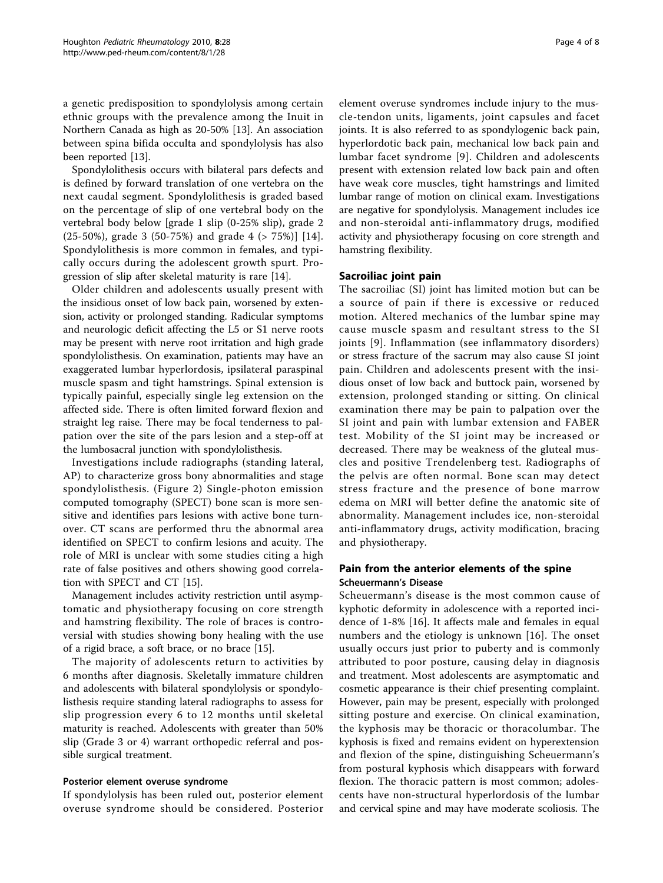a genetic predisposition to spondylolysis among certain ethnic groups with the prevalence among the Inuit in Northern Canada as high as 20-50% [13]. An association between spina bifida occulta and spondylolysis has also been reported [13].

Spondylolithesis occurs with bilateral pars defects and is defined by forward translation of one vertebra on the next caudal segment. Spondylolithesis is graded based on the percentage of slip of one vertebral body on the vertebral body below [grade 1 slip (0-25% slip), grade 2 (25-50%), grade 3 (50-75%) and grade 4 (> 75%)] [14]. Spondylolithesis is more common in females, and typically occurs during the adolescent growth spurt. Progression of slip after skeletal maturity is rare [14].

Older children and adolescents usually present with the insidious onset of low back pain, worsened by extension, activity or prolonged standing. Radicular symptoms and neurologic deficit affecting the L5 or S1 nerve roots may be present with nerve root irritation and high grade spondylolisthesis. On examination, patients may have an exaggerated lumbar hyperlordosis, ipsilateral paraspinal muscle spasm and tight hamstrings. Spinal extension is typically painful, especially single leg extension on the affected side. There is often limited forward flexion and straight leg raise. There may be focal tenderness to palpation over the site of the pars lesion and a step-off at the lumbosacral junction with spondylolisthesis.

Investigations include radiographs (standing lateral, AP) to characterize gross bony abnormalities and stage spondylolisthesis. (Figure 2) Single-photon emission computed tomography (SPECT) bone scan is more sensitive and identifies pars lesions with active bone turnover. CT scans are performed thru the abnormal area identified on SPECT to confirm lesions and acuity. The role of MRI is unclear with some studies citing a high rate of false positives and others showing good correlation with SPECT and CT [15].

Management includes activity restriction until asymptomatic and physiotherapy focusing on core strength and hamstring flexibility. The role of braces is controversial with studies showing bony healing with the use of a rigid brace, a soft brace, or no brace [15].

The majority of adolescents return to activities by 6 months after diagnosis. Skeletally immature children and adolescents with bilateral spondylolysis or spondylolisthesis require standing lateral radiographs to assess for slip progression every 6 to 12 months until skeletal maturity is reached. Adolescents with greater than 50% slip (Grade 3 or 4) warrant orthopedic referral and possible surgical treatment.

#### Posterior element overuse syndrome

If spondylolysis has been ruled out, posterior element overuse syndrome should be considered. Posterior element overuse syndromes include injury to the muscle-tendon units, ligaments, joint capsules and facet joints. It is also referred to as spondylogenic back pain, hyperlordotic back pain, mechanical low back pain and lumbar facet syndrome [9]. Children and adolescents present with extension related low back pain and often have weak core muscles, tight hamstrings and limited lumbar range of motion on clinical exam. Investigations are negative for spondylolysis. Management includes ice and non-steroidal anti-inflammatory drugs, modified activity and physiotherapy focusing on core strength and hamstring flexibility.

### Sacroiliac joint pain

The sacroiliac (SI) joint has limited motion but can be a source of pain if there is excessive or reduced motion. Altered mechanics of the lumbar spine may cause muscle spasm and resultant stress to the SI joints [9]. Inflammation (see inflammatory disorders) or stress fracture of the sacrum may also cause SI joint pain. Children and adolescents present with the insidious onset of low back and buttock pain, worsened by extension, prolonged standing or sitting. On clinical examination there may be pain to palpation over the SI joint and pain with lumbar extension and FABER test. Mobility of the SI joint may be increased or decreased. There may be weakness of the gluteal muscles and positive Trendelenberg test. Radiographs of the pelvis are often normal. Bone scan may detect stress fracture and the presence of bone marrow edema on MRI will better define the anatomic site of abnormality. Management includes ice, non-steroidal anti-inflammatory drugs, activity modification, bracing and physiotherapy.

## Pain from the anterior elements of the spine

#### Scheuermann's Disease

Scheuermann's disease is the most common cause of kyphotic deformity in adolescence with a reported incidence of 1-8% [16]. It affects male and females in equal numbers and the etiology is unknown [16]. The onset usually occurs just prior to puberty and is commonly attributed to poor posture, causing delay in diagnosis and treatment. Most adolescents are asymptomatic and cosmetic appearance is their chief presenting complaint. However, pain may be present, especially with prolonged sitting posture and exercise. On clinical examination, the kyphosis may be thoracic or thoracolumbar. The kyphosis is fixed and remains evident on hyperextension and flexion of the spine, distinguishing Scheuermann's from postural kyphosis which disappears with forward flexion. The thoracic pattern is most common; adolescents have non-structural hyperlordosis of the lumbar and cervical spine and may have moderate scoliosis. The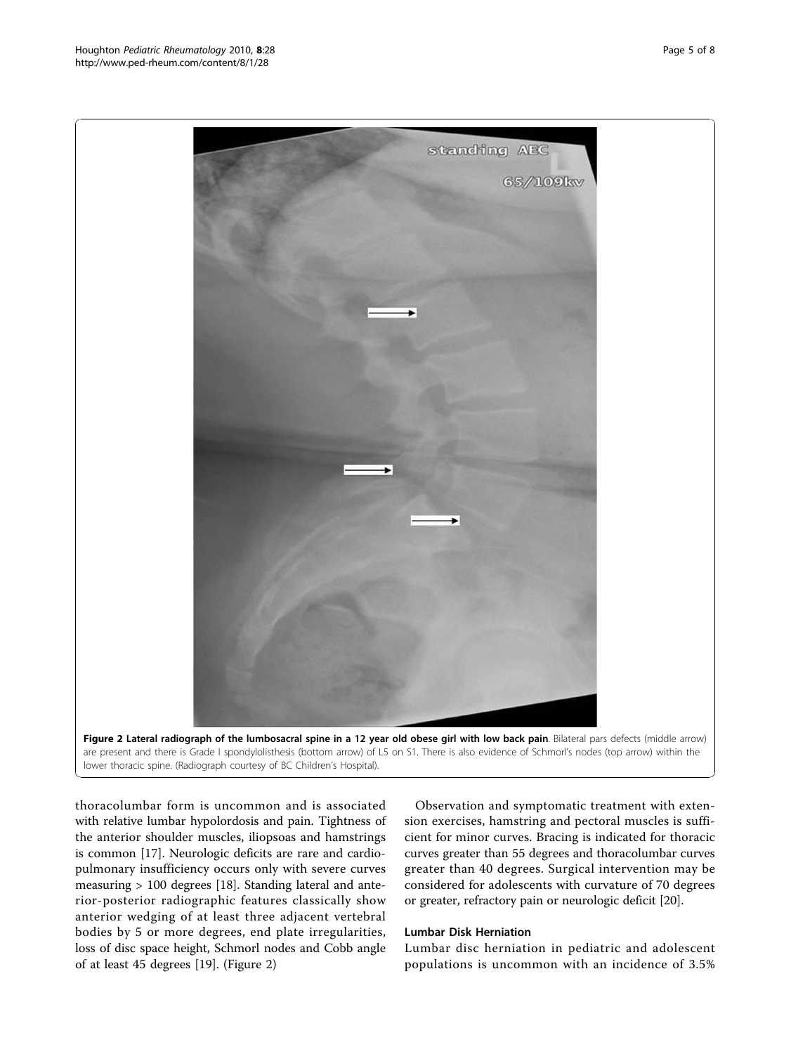**Figure 2 Lateral radiograph of the lumbosacral spine in a 12 year old obese girl with low back pain**. Bilateral pars defects (middle arrow) are present and there is Grade I spondylolisthesis (bottom arrow) of L5 on S1. There is also evidence of Schmorl's nodes (top arrow) within the lower thoracic spine. (Radiograph courtesy of BC Children's Hospital).

thoracolumbar form is uncommon and is associated with relative lumbar hypolordosis and pain. Tightness of the anterior shoulder muscles, iliopsoas and hamstrings is common [17]. Neurologic deficits are rare and cardiopulmonary insufficiency occurs only with severe curves measuring > 100 degrees [18]. Standing lateral and anterior-posterior radiographic features classically show anterior wedging of at least three adjacent vertebral bodies by 5 or more degrees, end plate irregularities, loss of disc space height, Schmorl nodes and Cobb angle of at least 45 degrees [19]. (Figure 2)

Observation and symptomatic treatment with extension exercises, hamstring and pectoral muscles is sufficient for minor curves. Bracing is indicated for thoracic curves greater than 55 degrees and thoracolumbar curves greater than 40 degrees. Surgical intervention may be considered for adolescents with curvature of 70 degrees or greater, refractory pain or neurologic deficit [20].

### Lumbar Disk Herniation

Lumbar disc herniation in pediatric and adolescent populations is uncommon with an incidence of 3.5%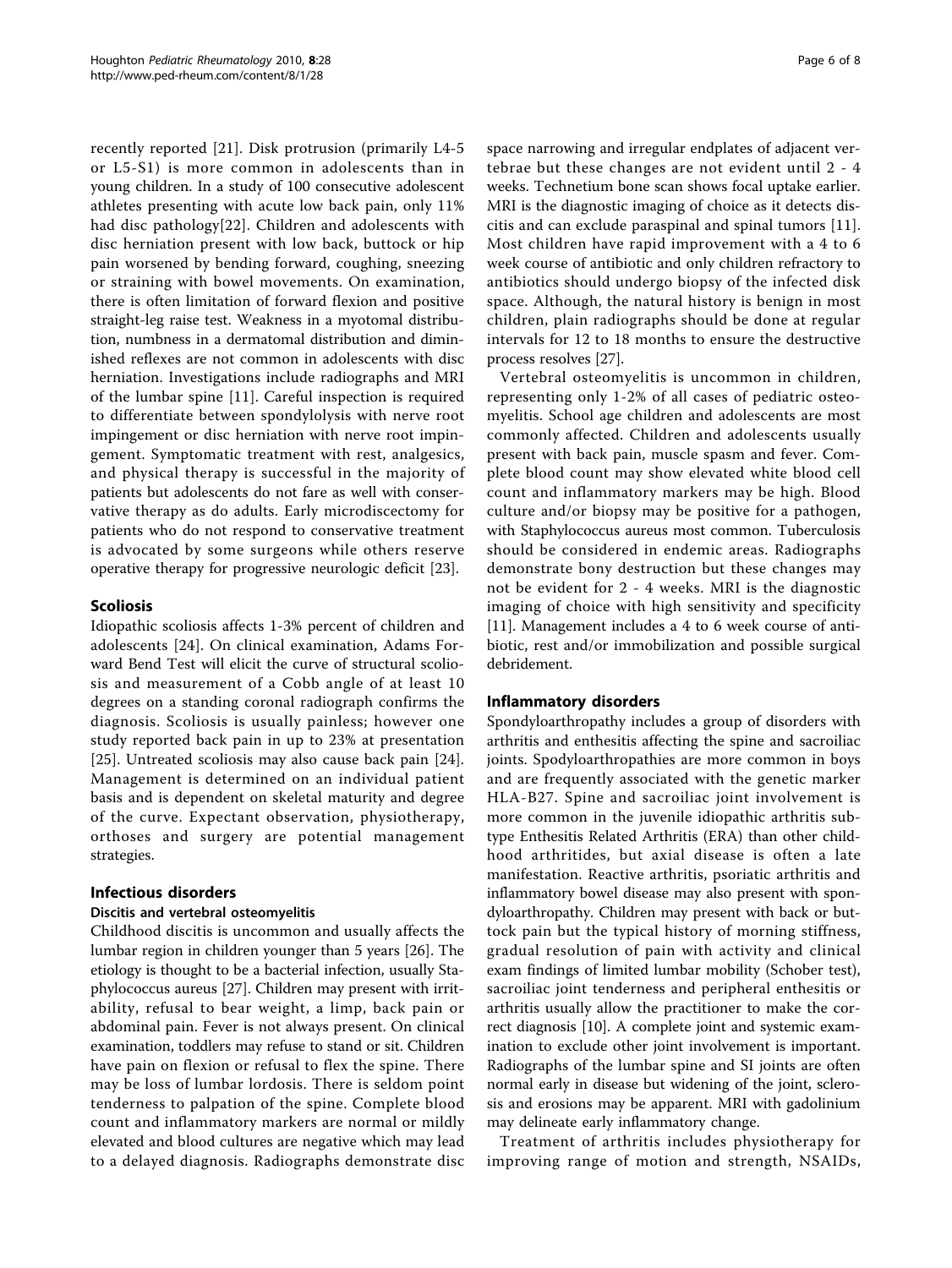recently reported [21]. Disk protrusion (primarily L4-5 or L5-S1) is more common in adolescents than in young children. In a study of 100 consecutive adolescent athletes presenting with acute low back pain, only 11% had disc pathology[22]. Children and adolescents with disc herniation present with low back, buttock or hip pain worsened by bending forward, coughing, sneezing or straining with bowel movements. On examination, there is often limitation of forward flexion and positive straight-leg raise test. Weakness in a myotomal distribution, numbness in a dermatomal distribution and diminished reflexes are not common in adolescents with disc herniation. Investigations include radiographs and MRI of the lumbar spine [11]. Careful inspection is required to differentiate between spondylolysis with nerve root impingement or disc herniation with nerve root impingement. Symptomatic treatment with rest, analgesics, and physical therapy is successful in the majority of patients but adolescents do not fare as well with conservative therapy as do adults. Early microdiscectomy for patients who do not respond to conservative treatment is advocated by some surgeons while others reserve operative therapy for progressive neurologic deficit [23].

## Scoliosis

Idiopathic scoliosis affects 1-3% percent of children and adolescents [24]. On clinical examination, Adams Forward Bend Test will elicit the curve of structural scoliosis and measurement of a Cobb angle of at least 10 degrees on a standing coronal radiograph confirms the diagnosis. Scoliosis is usually painless; however one study reported back pain in up to 23% at presentation [25]. Untreated scoliosis may also cause back pain [24]. Management is determined on an individual patient basis and is dependent on skeletal maturity and degree of the curve. Expectant observation, physiotherapy, orthoses and surgery are potential management strategies.

## Infectious disorders

### Discitis and vertebral osteomyelitis

Childhood discitis is uncommon and usually affects the lumbar region in children younger than 5 years [26]. The etiology is thought to be a bacterial infection, usually Staphylococcus aureus [27]. Children may present with irritability, refusal to bear weight, a limp, back pain or abdominal pain. Fever is not always present. On clinical examination, toddlers may refuse to stand or sit. Children have pain on flexion or refusal to flex the spine. There may be loss of lumbar lordosis. There is seldom point tenderness to palpation of the spine. Complete blood count and inflammatory markers are normal or mildly elevated and blood cultures are negative which may lead to a delayed diagnosis. Radiographs demonstrate disc space narrowing and irregular endplates of adjacent vertebrae but these changes are not evident until 2 - 4 weeks. Technetium bone scan shows focal uptake earlier. MRI is the diagnostic imaging of choice as it detects discitis and can exclude paraspinal and spinal tumors [11]. Most children have rapid improvement with a 4 to 6 week course of antibiotic and only children refractory to antibiotics should undergo biopsy of the infected disk space. Although, the natural history is benign in most children, plain radiographs should be done at regular intervals for 12 to 18 months to ensure the destructive process resolves [27].

Vertebral osteomyelitis is uncommon in children, representing only 1-2% of all cases of pediatric osteomyelitis. School age children and adolescents are most commonly affected. Children and adolescents usually present with back pain, muscle spasm and fever. Complete blood count may show elevated white blood cell count and inflammatory markers may be high. Blood culture and/or biopsy may be positive for a pathogen, with Staphylococcus aureus most common. Tuberculosis should be considered in endemic areas. Radiographs demonstrate bony destruction but these changes may not be evident for 2 - 4 weeks. MRI is the diagnostic imaging of choice with high sensitivity and specificity [11]. Management includes a 4 to 6 week course of antibiotic, rest and/or immobilization and possible surgical debridement.

## Inflammatory disorders

Spondyloarthropathy includes a group of disorders with arthritis and enthesitis affecting the spine and sacroiliac joints. Spodyloarthropathies are more common in boys and are frequently associated with the genetic marker HLA-B27. Spine and sacroiliac joint involvement is more common in the juvenile idiopathic arthritis subtype Enthesitis Related Arthritis (ERA) than other childhood arthritides, but axial disease is often a late manifestation. Reactive arthritis, psoriatic arthritis and inflammatory bowel disease may also present with spondyloarthropathy. Children may present with back or buttock pain but the typical history of morning stiffness, gradual resolution of pain with activity and clinical exam findings of limited lumbar mobility (Schober test), sacroiliac joint tenderness and peripheral enthesitis or arthritis usually allow the practitioner to make the correct diagnosis [10]. A complete joint and systemic examination to exclude other joint involvement is important. Radiographs of the lumbar spine and SI joints are often normal early in disease but widening of the joint, sclerosis and erosions may be apparent. MRI with gadolinium may delineate early inflammatory change.

Treatment of arthritis includes physiotherapy for improving range of motion and strength, NSAIDs,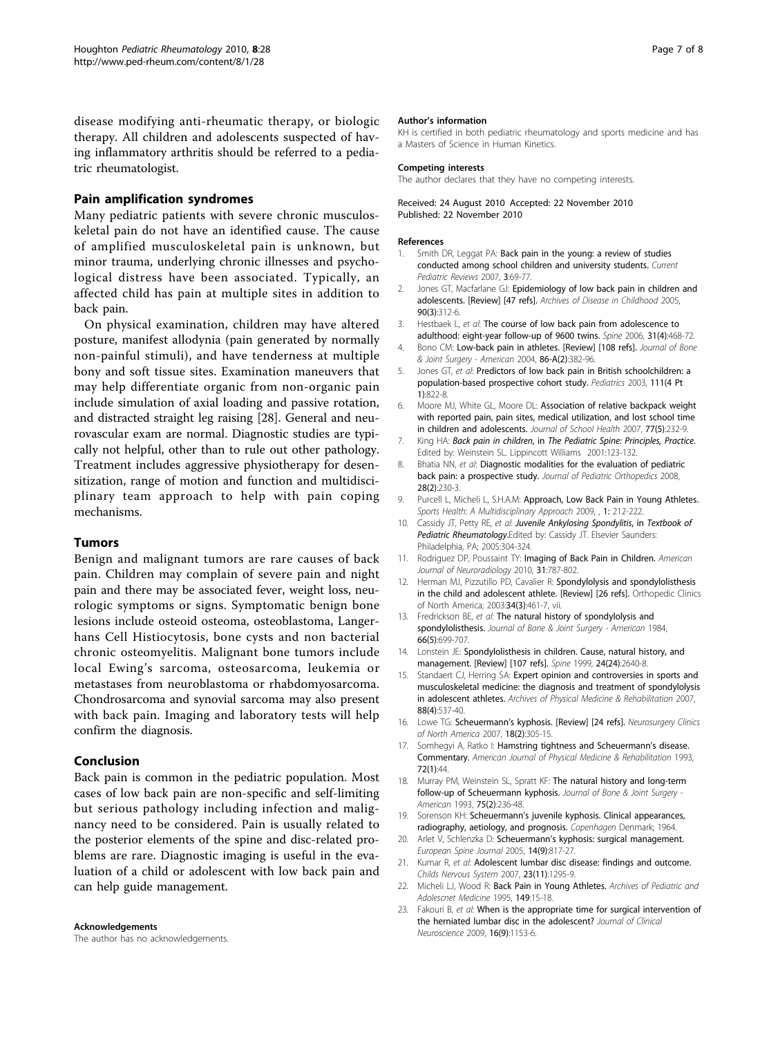disease modifying anti-rheumatic therapy, or biologic therapy. All children and adolescents suspected of having inflammatory arthritis should be referred to a pediatric rheumatologist.

## Pain amplification syndromes

Many pediatric patients with severe chronic musculoskeletal pain do not have an identified cause. The cause of amplified musculoskeletal pain is unknown, but minor trauma, underlying chronic illnesses and psychological distress have been associated. Typically, an affected child has pain at multiple sites in addition to back pain.

On physical examination, children may have altered posture, manifest allodynia (pain generated by normally non-painful stimuli), and have tenderness at multiple bony and soft tissue sites. Examination maneuvers that may help differentiate organic from non-organic pain include simulation of axial loading and passive rotation, and distracted straight leg raising [28]. General and neurovascular exam are normal. Diagnostic studies are typically not helpful, other than to rule out other pathology. Treatment includes aggressive physiotherapy for desensitization, range of motion and function and multidisciplinary team approach to help with pain coping mechanisms.

## Tumors

Benign and malignant tumors are rare causes of back pain. Children may complain of severe pain and night pain and there may be associated fever, weight loss, neurologic symptoms or signs. Symptomatic benign bone lesions include osteoid osteoma, osteoblastoma, Langerhans Cell Histiocytosis, bone cysts and non bacterial chronic osteomyelitis. Malignant bone tumors include local Ewing's sarcoma, osteosarcoma, leukemia or metastases from neuroblastoma or rhabdomyosarcoma. Chondrosarcoma and synovial sarcoma may also present with back pain. Imaging and laboratory tests will help confirm the diagnosis.

## Conclusion

Back pain is common in the pediatric population. Most cases of low back pain are non-specific and self-limiting but serious pathology including infection and malignancy need to be considered. Pain is usually related to the posterior elements of the spine and disc-related problems are rare. Diagnostic imaging is useful in the evaluation of a child or adolescent with low back pain and can help guide management.

#### Acknowledgements

The author has no acknowledgements.

#### Author's information

KH is certified in both pediatric rheumatology and sports medicine and has a Masters of Science in Human Kinetics.

#### Competing interests

The author declares that they have no competing interests.

Received: 24 August 2010 Accepted: 22 November 2010
Published: 22 November 2010

#### References

1. Smith DR, Leggat PA: **Back pain in the young: a review of studies conducted among school children and university students.** *Current Pediatric Reviews* 2007, **3**:69-77.
2. Jones GT, Macfarlane GJ: **Epidemiology of low back pain in children and adolescents. [Review] [47 refs].** *Archives of Disease in Childhood* 2005, **90(3)**:312-6.
3. Hestbaek L, *et al*: **The course of low back pain from adolescence to adulthood: eight-year follow-up of 9600 twins.** *Spine* 2006, **31(4)**:468-72.
4. Bono CM: **Low-back pain in athletes. [Review] [108 refs].** *Journal of Bone & Joint Surgery - American* 2004, **86-A(2)**:382-96.
5. Jones GT, *et al*: **Predictors of low back pain in British schoolchildren: a population-based prospective cohort study.** *Pediatrics* 2003, **111(4 Pt 1)**:822-8.
6. Moore MJ, White GL, Moore DL: **Association of relative backpack weight with reported pain, pain sites, medical utilization, and lost school time in children and adolescents.** *Journal of School Health* 2007, **77(5)**:232-9.
7. King HA: *Back pain in children*, in *The Pediatric Spine: Principles, Practice.* Edited by: Weinstein SL. Lippincott Williams 2001:123-132.
8. Bhatia NN, *et al*: **Diagnostic modalities for the evaluation of pediatric back pain: a prospective study.** *Journal of Pediatric Orthopedics* 2008, **28(2)**:230-3.
9. Purcell L, Micheli L, S.H.A.M: **Approach, Low Back Pain in Young Athletes.** *Sports Health: A Multidisciplinary Approach* 2009, , **1**: 212-222.
10. Cassidy JT, Petty RE, *et al*: *Juvenile Ankylosing Spondylitis*, in *Textbook of Pediatric Rheumatology*.Edited by: Cassidy JT. Elsevier Saunders: Philadelphia, PA; 2005:304-324.
11. Rodriguez DP, Poussaint TY: **Imaging of Back Pain in Children.** *American Journal of Neuroradiology* 2010, **31**:787-802.
12. Herman MJ, Pizzutillo PD, Cavalier R: **Spondylolysis and spondylolisthesis in the child and adolescent athlete. [Review] [26 refs].** Orthopedic Clinics of North America; 2003:**34(3)**:461-7, vii.
13. Fredrickson BE, *et al*: **The natural history of spondylolysis and spondylolisthesis.** *Journal of Bone & Joint Surgery - American* 1984, **66(5)**:699-707.
14. Lonstein JE: **Spondylolisthesis in children. Cause, natural history, and management. [Review] [107 refs].** *Spine* 1999, **24(24)**:2640-8.
15. Standaert CJ, Herring SA: **Expert opinion and controversies in sports and musculoskeletal medicine: the diagnosis and treatment of spondylolysis in adolescent athletes.** *Archives of Physical Medicine & Rehabilitation* 2007, **88(4)**:537-40.
16. Lowe TG: **Scheuermann's kyphosis. [Review] [24 refs].** *Neurosurgery Clinics of North America* 2007, **18(2)**:305-15.
17. Somhegyi A, Ratko I: **Hamstring tightness and Scheuermann's disease. Commentary.** *American Journal of Physical Medicine & Rehabilitation* 1993, **72(1)**:44.
18. Murray PM, Weinstein SL, Spratt KF: **The natural history and long-term follow-up of Scheuermann kyphosis.** *Journal of Bone & Joint Surgery - American* 1993, **75(2)**:236-48.
19. Sorenson KH: **Scheuermann's juvenile kyphosis. Clinical appearances, radiography, aetiology, and prognosis.** *Copenhagen* Denmark; 1964.
20. Arlet V, Schlenzka D: **Scheuermann's kyphosis: surgical management.** *European Spine Journal* 2005, **14(9)**:817-27.
21. Kumar R, *et al*: **Adolescent lumbar disc disease: findings and outcome.** *Childs Nervous System* 2007, **23(11)**:1295-9.
22. Micheli LJ, Wood R: **Back Pain in Young Athletes.** *Archives of Pediatric and Adolescnet Medicine* 1995, **149**:15-18.
23. Fakouri B, *et al*: **When is the appropriate time for surgical intervention of the herniated lumbar disc in the adolescent?** *Journal of Clinical Neuroscience* 2009, **16(9)**:1153-6.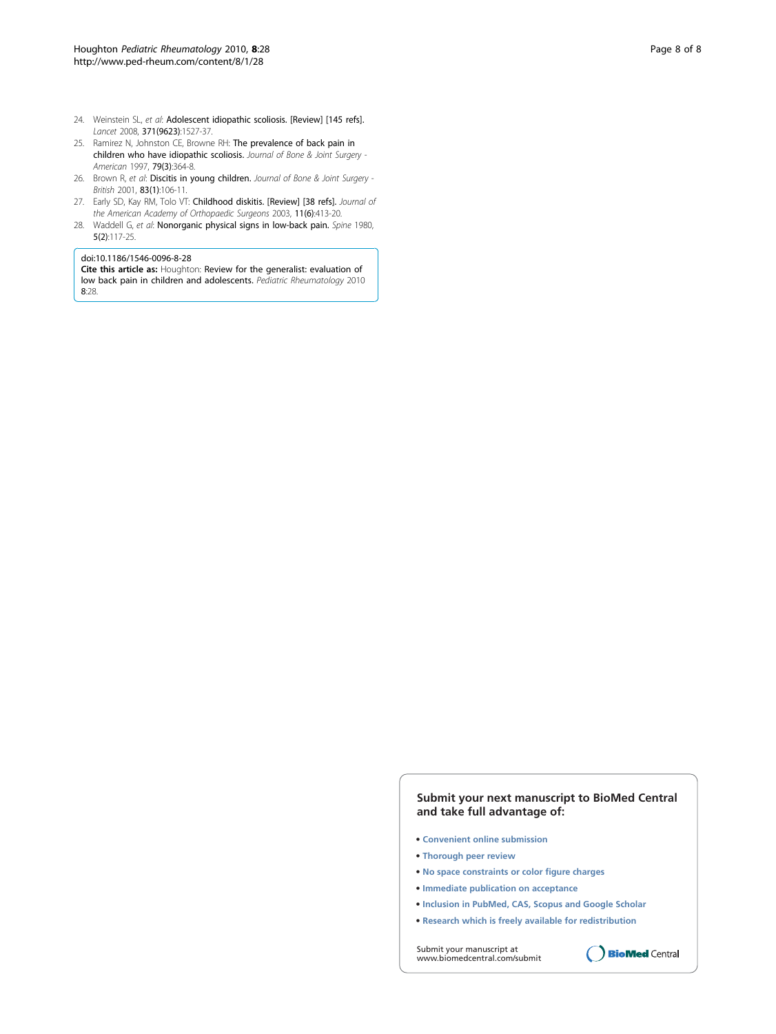24. Weinstein SL, *et al*: **Adolescent idiopathic scoliosis. [Review] [145 refs].** *Lancet* 2008, **371(9623)**:1527-37.
25. Ramirez N, Johnston CE, Browne RH: **The prevalence of back pain in children who have idiopathic scoliosis.** *Journal of Bone & Joint Surgery - American* 1997, **79(3)**:364-8.
26. Brown R, *et al*: **Discitis in young children.** *Journal of Bone & Joint Surgery - British* 2001, **83(1)**:106-11.
27. Early SD, Kay RM, Tolo VT: **Childhood diskitis. [Review] [38 refs].** *Journal of the American Academy of Orthopaedic Surgeons* 2003, **11(6)**:413-20.
28. Waddell G, *et al*: **Nonorganic physical signs in low-back pain.** *Spine* 1980, **5(2)**:117-25.

doi:10.1186/1546-0096-8-28

**Cite this article as:** Houghton: Review for the generalist: evaluation of low back pain in children and adolescents. *Pediatric Rheumatology* 2010 **8**:28.

**Submit your next manuscript to BioMed Central and take full advantage of:**

- **Convenient online submission**
- **Thorough peer review**
- **No space constraints or color figure charges**
- **Immediate publication on acceptance**
- **Inclusion in PubMed, CAS, Scopus and Google Scholar**
- **Research which is freely available for redistribution**

Submit your manuscript at
www.biomedcentral.com/submit

BioMed Central